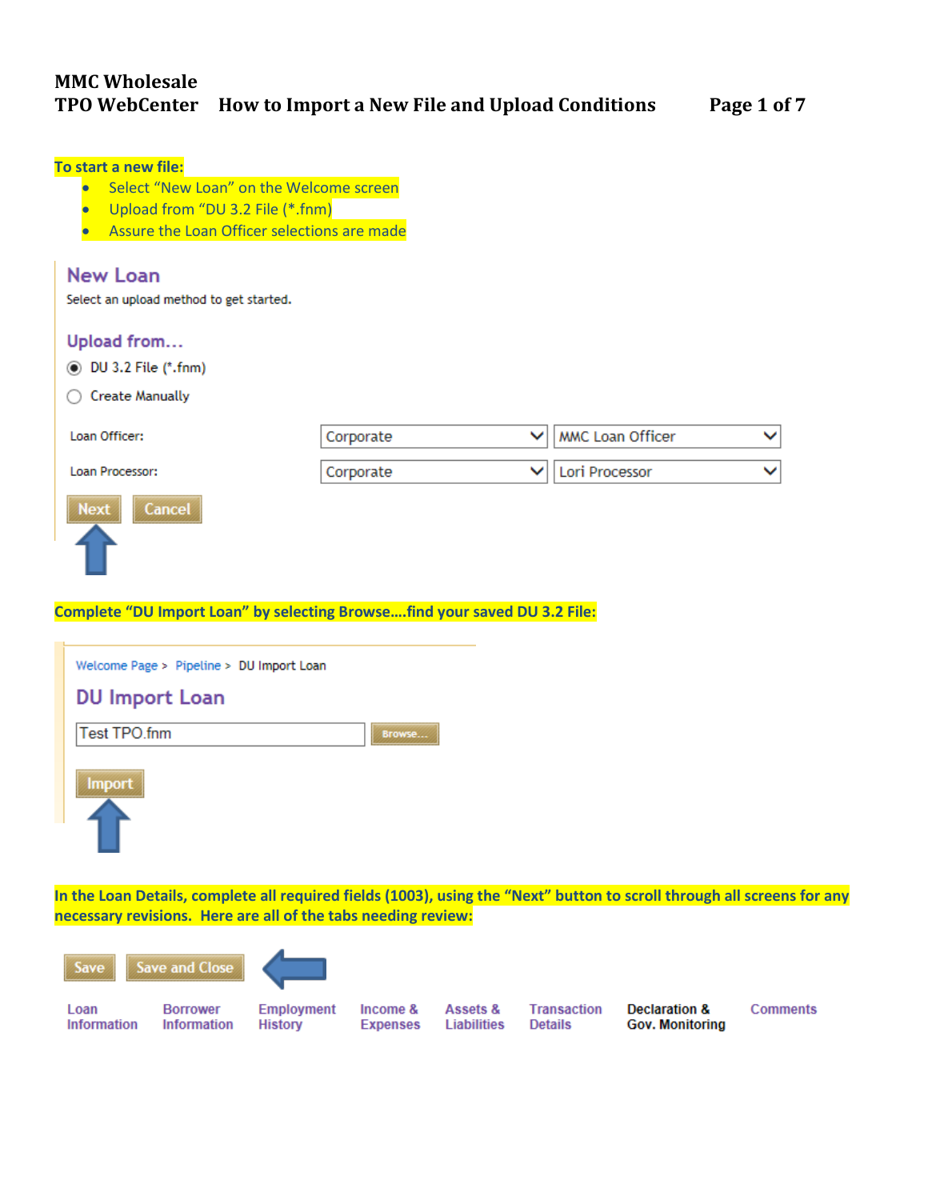**MMC Wholesale**

**TPO WebCenter How to Import a New File and Upload Conditions**

**To start a new file:**

- Select "New Loan" on the Welcome screen
- Upload from "DU 3.2 File (*.fnm)
- Assure the Loan Officer selections are made

New Loan

Select an upload method to get started.

Upload from...

DU 3.2 File (*.fnm)

Create Manually

Loan Officer: Corporate MMC Loan Officer

Loan Processor: Corporate Lori Processor

Next Cancel

**Complete "DU Import Loan" by selecting Browse….find your saved DU 3.2 File:**

Welcome Page > Pipeline > DU Import Loan

DU Import Loan

Test TPO.fnm Browse...

Import

**In the Loan Details, complete all required fields (1003), using the "Next" button to scroll through all screens for any necessary revisions. Here are all of the tabs needing review:**

Save Save and Close

Loan Information | Borrower Information | Employment History | Income & Expenses | Assets & Liabilities | Transaction Details | Declaration & Gov. Monitoring | Comments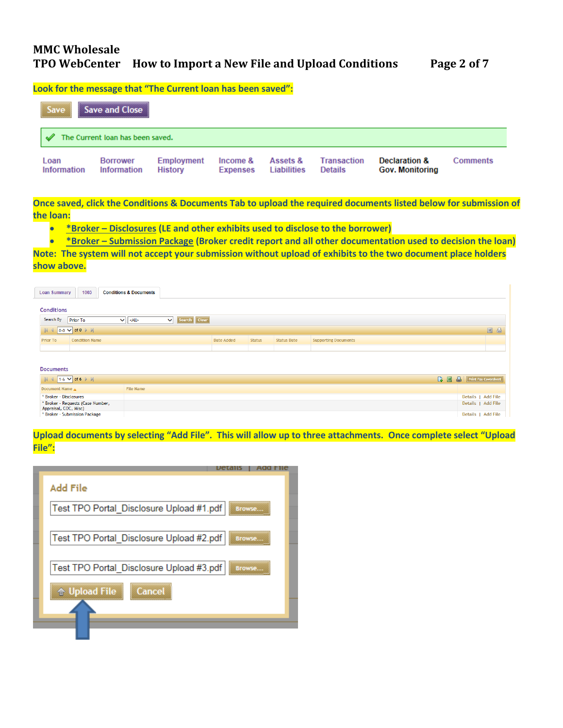Look for the message that “The Current loan has been saved”:

Once saved, click the Conditions & Documents Tab to upload the required documents listed below for submission of the loan:

- *Broker – Disclosures (LE and other exhibits used to disclose to the borrower)
- *Broker – Submission Package (Broker credit report and all other documentation used to decision the loan)

Note: The system will not accept your submission without upload of exhibits to the two document place holders show above.

Upload documents by selecting “Add File”. This will allow up to three attachments. Once complete select “Upload File”: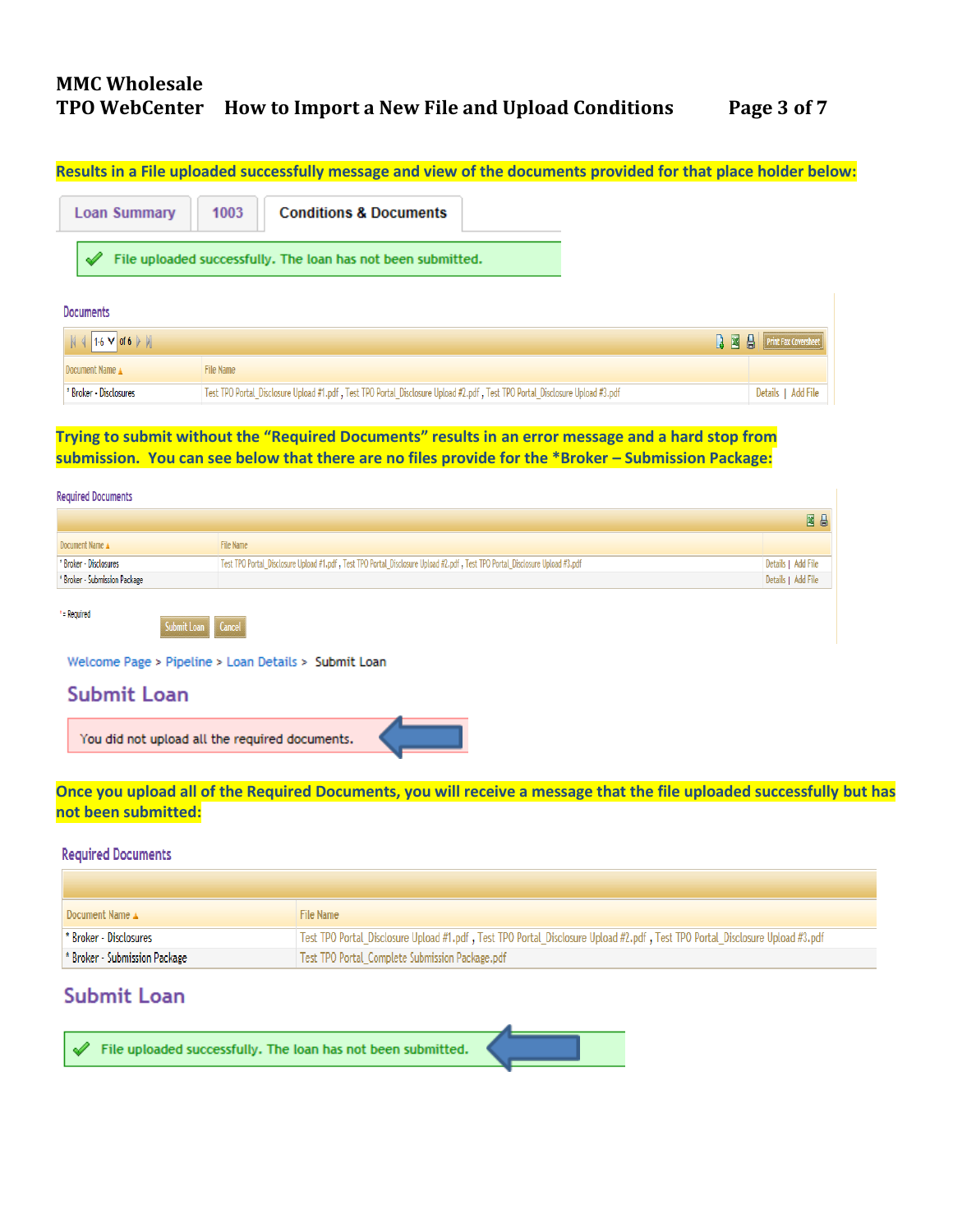**Results in a File uploaded successfully message and view of the documents provided for that place holder below:**

Loan Summary | 1003 | Conditions & Documents

File uploaded successfully. The loan has not been submitted.

Documents

| Document Name | File Name | |
|---|---|---|
| * Broker - Disclosures | Test TPO Portal_Disclosure Upload #1.pdf , Test TPO Portal_Disclosure Upload #2.pdf , Test TPO Portal_Disclosure Upload #3.pdf | Details \| Add File |

**Trying to submit without the "Required Documents" results in an error message and a hard stop from submission. You can see below that there are no files provide for the *Broker – Submission Package:**

Required Documents

| Document Name | File Name | |
|---|---|---|
| * Broker - Disclosures | Test TPO Portal_Disclosure Upload #1.pdf , Test TPO Portal_Disclosure Upload #2.pdf , Test TPO Portal_Disclosure Upload #3.pdf | Details \| Add File |
| * Broker - Submission Package | | Details \| Add File |

* = Required

Submit Loan | Cancel

Welcome Page > Pipeline > Loan Details > Submit Loan

## Submit Loan

You did not upload all the required documents.

**Once you upload all of the Required Documents, you will receive a message that the file uploaded successfully but has not been submitted:**

Required Documents

| Document Name | File Name |
|---|---|
| * Broker - Disclosures | Test TPO Portal_Disclosure Upload #1.pdf , Test TPO Portal_Disclosure Upload #2.pdf , Test TPO Portal_Disclosure Upload #3.pdf |
| * Broker - Submission Package | Test TPO Portal_Complete Submission Package.pdf |

## Submit Loan

File uploaded successfully. The loan has not been submitted.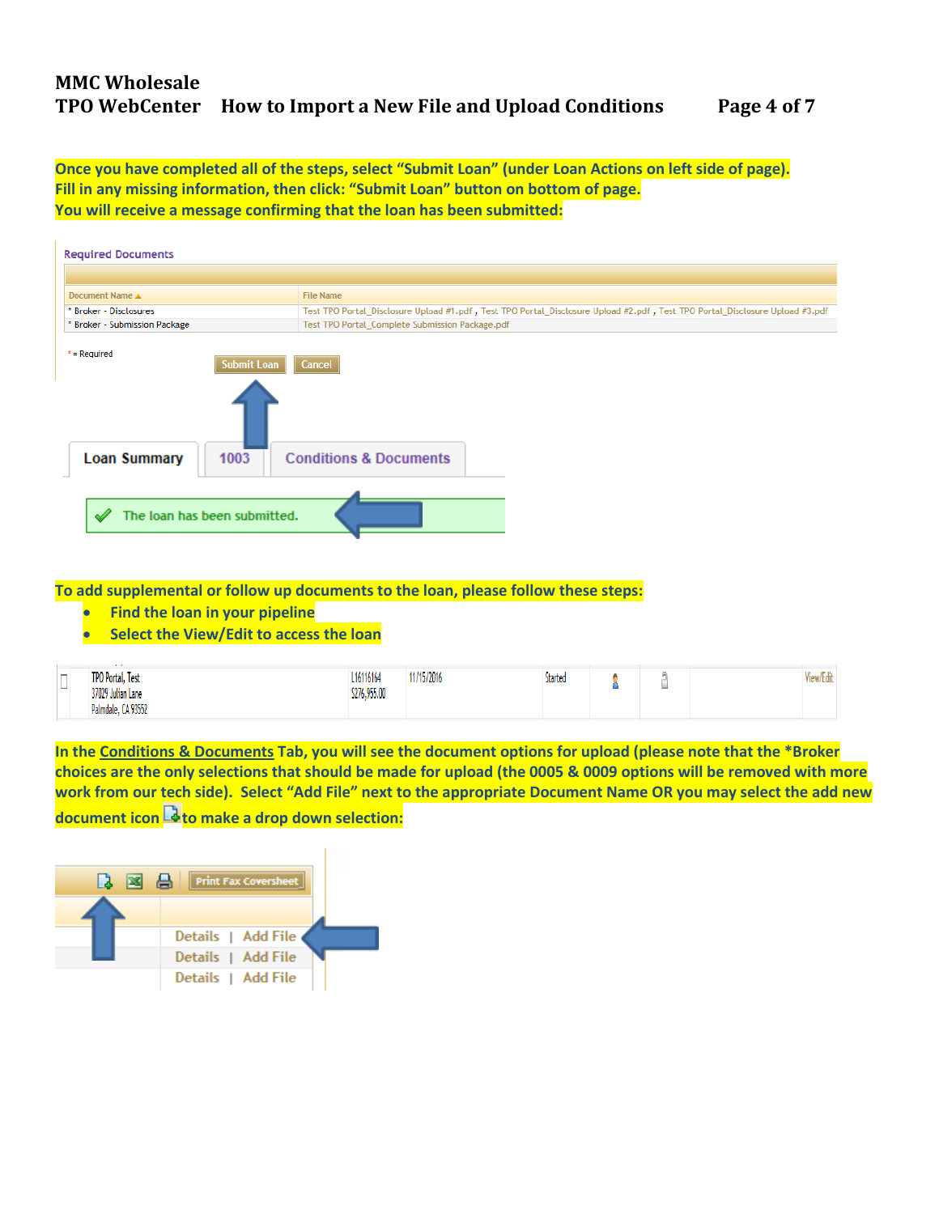Once you have completed all of the steps, select "Submit Loan" (under Loan Actions on left side of page). Fill in any missing information, then click: "Submit Loan" button on bottom of page. You will receive a message confirming that the loan has been submitted:

Required Documents

| Document Name ▲ | File Name |
|---|---|
| * Broker - Disclosures | Test TPO Portal_Disclosure Upload #1.pdf , Test TPO Portal_Disclosure Upload #2.pdf , Test TPO Portal_Disclosure Upload #3.pdf |
| * Broker - Submission Package | Test TPO Portal_Complete Submission Package.pdf |

* = Required

Submit Loan | Cancel

Loan Summary | 1003 | Conditions & Documents

The loan has been submitted.

To add supplemental or follow up documents to the loan, please follow these steps:

- Find the loan in your pipeline
- Select the View/Edit to access the loan

| | | | | | | | | |
|---|---|---|---|---|---|---|---|---|
| | TPO Portal, Test<br>37029 Julian Lane<br>Palmdale, CA 93552 | L16116164<br>$276,955.00 | 11/15/2016 | Started | | | | View/Edit |

In the Conditions & Documents Tab, you will see the document options for upload (please note that the *Broker choices are the only selections that should be made for upload (the 0005 & 0009 options will be removed with more work from our tech side). Select "Add File" next to the appropriate Document Name OR you may select the add new document icon to make a drop down selection:

Print Fax Coversheet

Details | Add File

Details | Add File

Details | Add File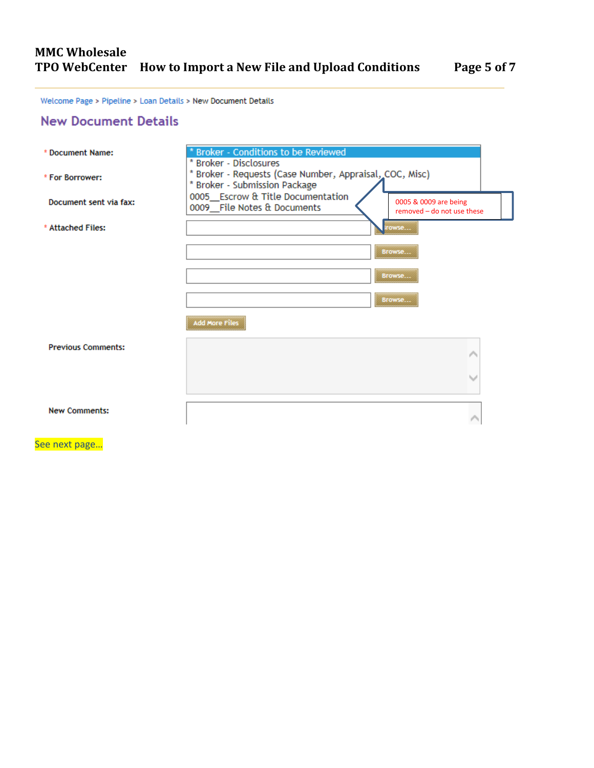Welcome Page > Pipeline > Loan Details > New Document Details

## New Document Details

\* Document Name:

- \* Broker - Conditions to be Reviewed
- \* Broker - Disclosures
- \* Broker - Requests (Case Number, Appraisal, COC, Misc)
- \* Broker - Submission Package
- 0005__Escrow & Title Documentation
- 0009__File Notes & Documents

0005 & 0009 are being removed – do not use these

\* For Borrower:

Document sent via fax:

\* Attached Files:

Browse...

Browse...

Browse...

Browse...

Add More Files

Previous Comments:

New Comments:

See next page...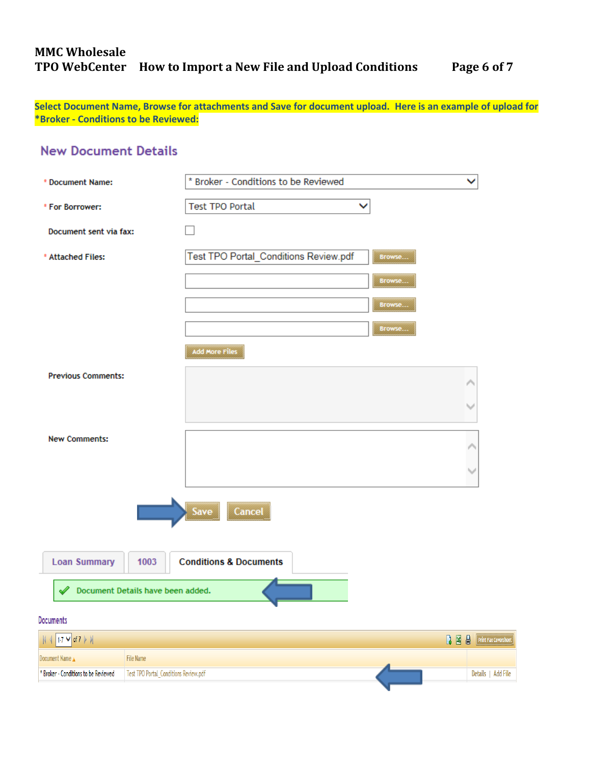**Select Document Name, Browse for attachments and Save for document upload. Here is an example of upload for *Broker - Conditions to be Reviewed:**

## New Document Details

* Document Name: * Broker - Conditions to be Reviewed

* For Borrower: Test TPO Portal

Document sent via fax:

* Attached Files: Test TPO Portal_Conditions Review.pdf Browse...

Browse...

Browse...

Browse...

Add More Files

Previous Comments:

New Comments:

Save Cancel

Loan Summary | 1003 | Conditions & Documents

Document Details have been added.

Documents

1-7 of 7 Print Fax Coversheet

| Document Name | File Name | |
|---|---|---|
| * Broker - Conditions to be Reviewed | Test TPO Portal_Conditions Review.pdf | Details \| Add File |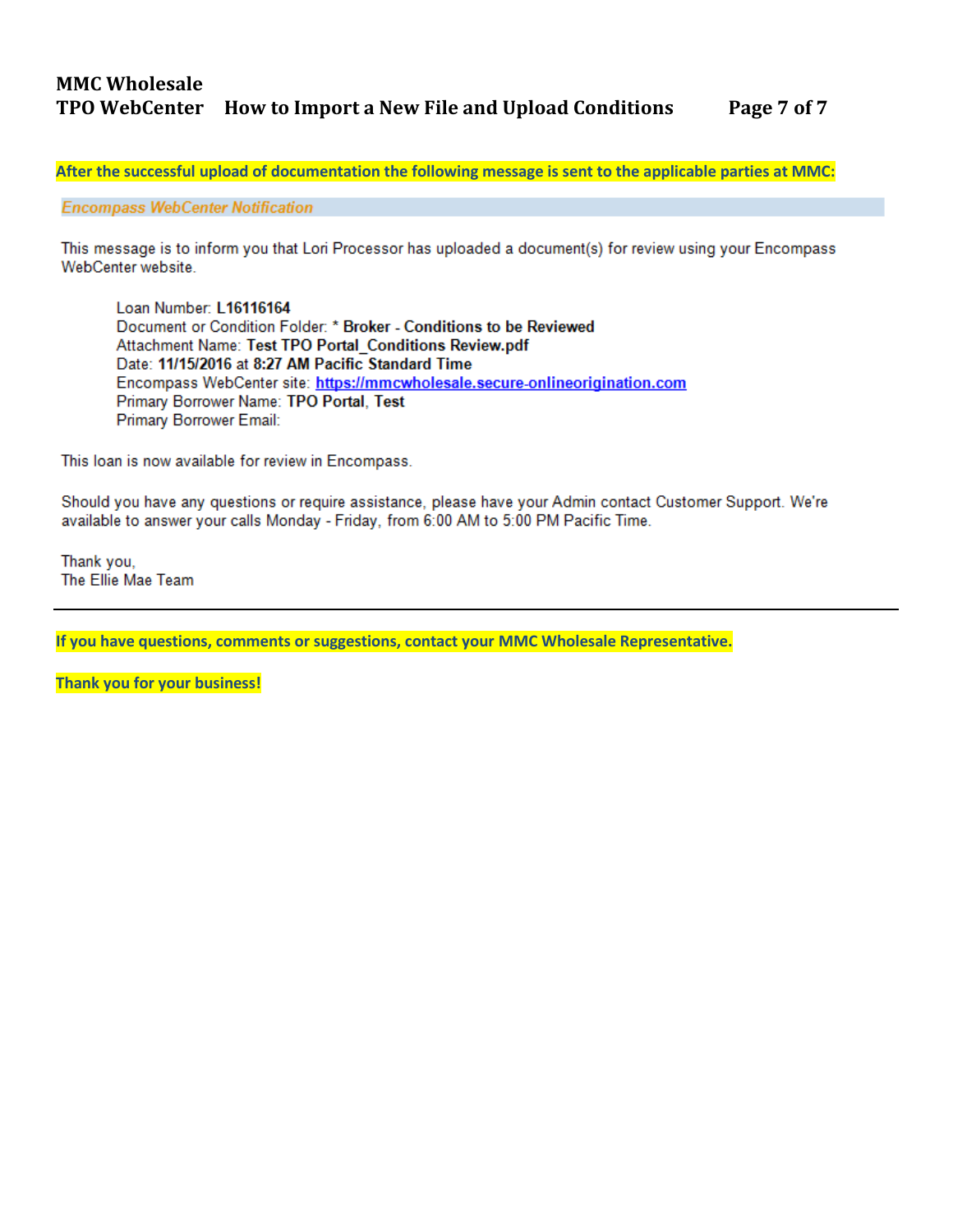**After the successful upload of documentation the following message is sent to the applicable parties at MMC:**

*Encompass WebCenter Notification*

This message is to inform you that Lori Processor has uploaded a document(s) for review using your Encompass WebCenter website.

Loan Number: **L16116164**
Document or Condition Folder: * **Broker - Conditions to be Reviewed**
Attachment Name: **Test TPO Portal_Conditions Review.pdf**
Date: **11/15/2016** at **8:27 AM Pacific Standard Time**
Encompass WebCenter site: https://mmcwholesale.secure-onlineorigination.com
Primary Borrower Name: **TPO Portal, Test**
Primary Borrower Email:

This loan is now available for review in Encompass.

Should you have any questions or require assistance, please have your Admin contact Customer Support. We're available to answer your calls Monday - Friday, from 6:00 AM to 5:00 PM Pacific Time.

Thank you,
The Ellie Mae Team

---

**If you have questions, comments or suggestions, contact your MMC Wholesale Representative.**

**Thank you for your business!**